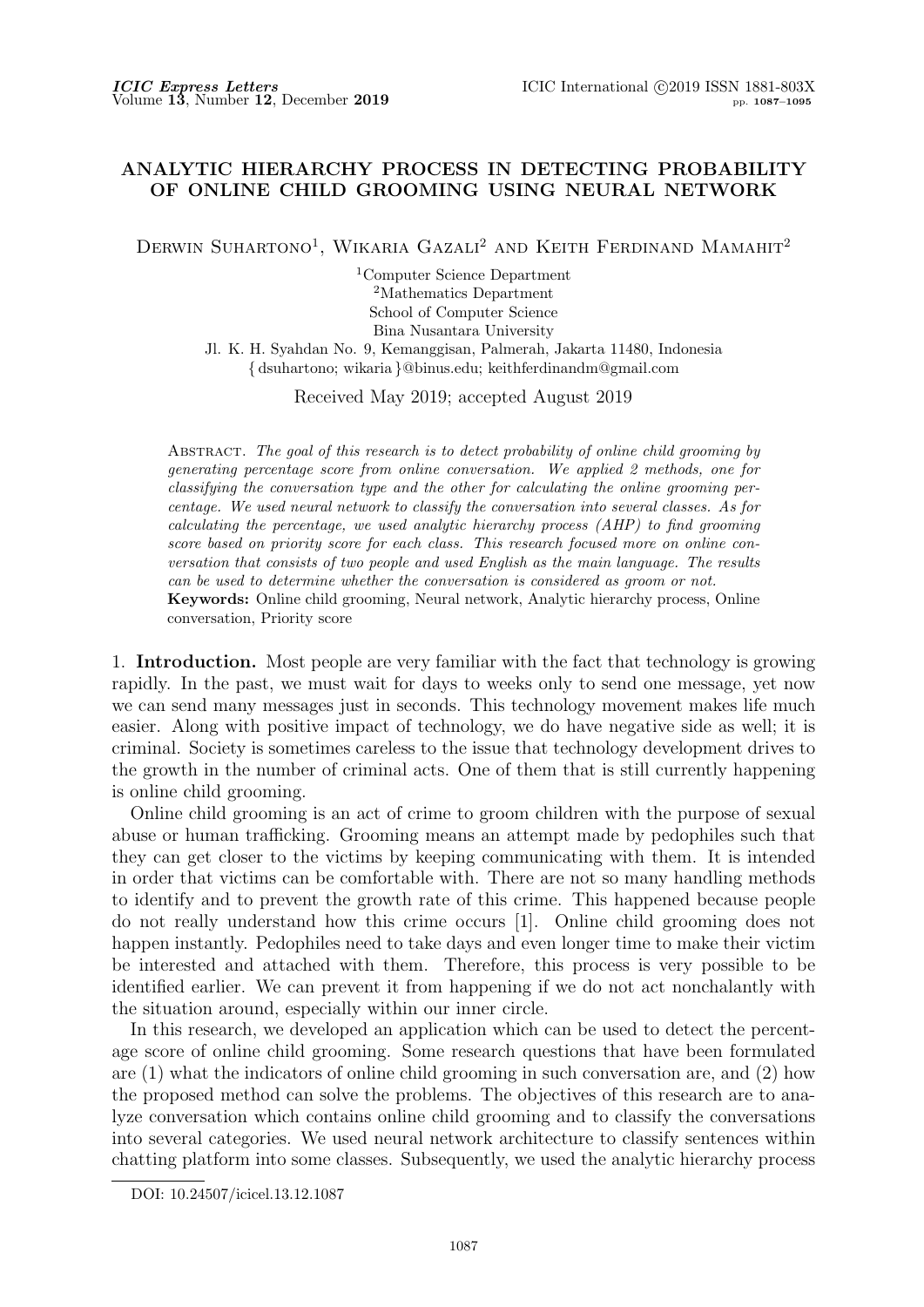# ANALYTIC HIERARCHY PROCESS IN DETECTING PROBABILITY OF ONLINE CHILD GROOMING USING NEURAL NETWORK

Derwin Suhartono[1], Wikaria Gazali[2] and Keith Ferdinand Mamahit[2]

[1]Computer Science Department
[2]Mathematics Department
School of Computer Science
Bina Nusantara University
Jl. K. H. Syahdan No. 9, Kemanggisan, Palmerah, Jakarta 11480, Indonesia
{ dsuhartono; wikaria }@binus.edu; keithferdinandm@gmail.com

Received May 2019; accepted August 2019

Abstract. *The goal of this research is to detect probability of online child grooming by generating percentage score from online conversation. We applied 2 methods, one for classifying the conversation type and the other for calculating the online grooming percentage. We used neural network to classify the conversation into several classes. As for calculating the percentage, we used analytic hierarchy process (AHP) to find grooming score based on priority score for each class. This research focused more on online conversation that consists of two people and used English as the main language. The results can be used to determine whether the conversation is considered as groom or not.*

**Keywords:** Online child grooming, Neural network, Analytic hierarchy process, Online conversation, Priority score

## 1. Introduction.

Most people are very familiar with the fact that technology is growing rapidly. In the past, we must wait for days to weeks only to send one message, yet now we can send many messages just in seconds. This technology movement makes life much easier. Along with positive impact of technology, we do have negative side as well; it is criminal. Society is sometimes careless to the issue that technology development drives to the growth in the number of criminal acts. One of them that is still currently happening is online child grooming.

Online child grooming is an act of crime to groom children with the purpose of sexual abuse or human trafficking. Grooming means an attempt made by pedophiles such that they can get closer to the victims by keeping communicating with them. It is intended in order that victims can be comfortable with. There are not so many handling methods to identify and to prevent the growth rate of this crime. This happened because people do not really understand how this crime occurs [1]. Online child grooming does not happen instantly. Pedophiles need to take days and even longer time to make their victim be interested and attached with them. Therefore, this process is very possible to be identified earlier. We can prevent it from happening if we do not act nonchalantly with the situation around, especially within our inner circle.

In this research, we developed an application which can be used to detect the percentage score of online child grooming. Some research questions that have been formulated are (1) what the indicators of online child grooming in such conversation are, and (2) how the proposed method can solve the problems. The objectives of this research are to analyze conversation which contains online child grooming and to classify the conversations into several categories. We used neural network architecture to classify sentences within chatting platform into some classes. Subsequently, we used the analytic hierarchy process

DOI: 10.24507/icicel.13.12.1087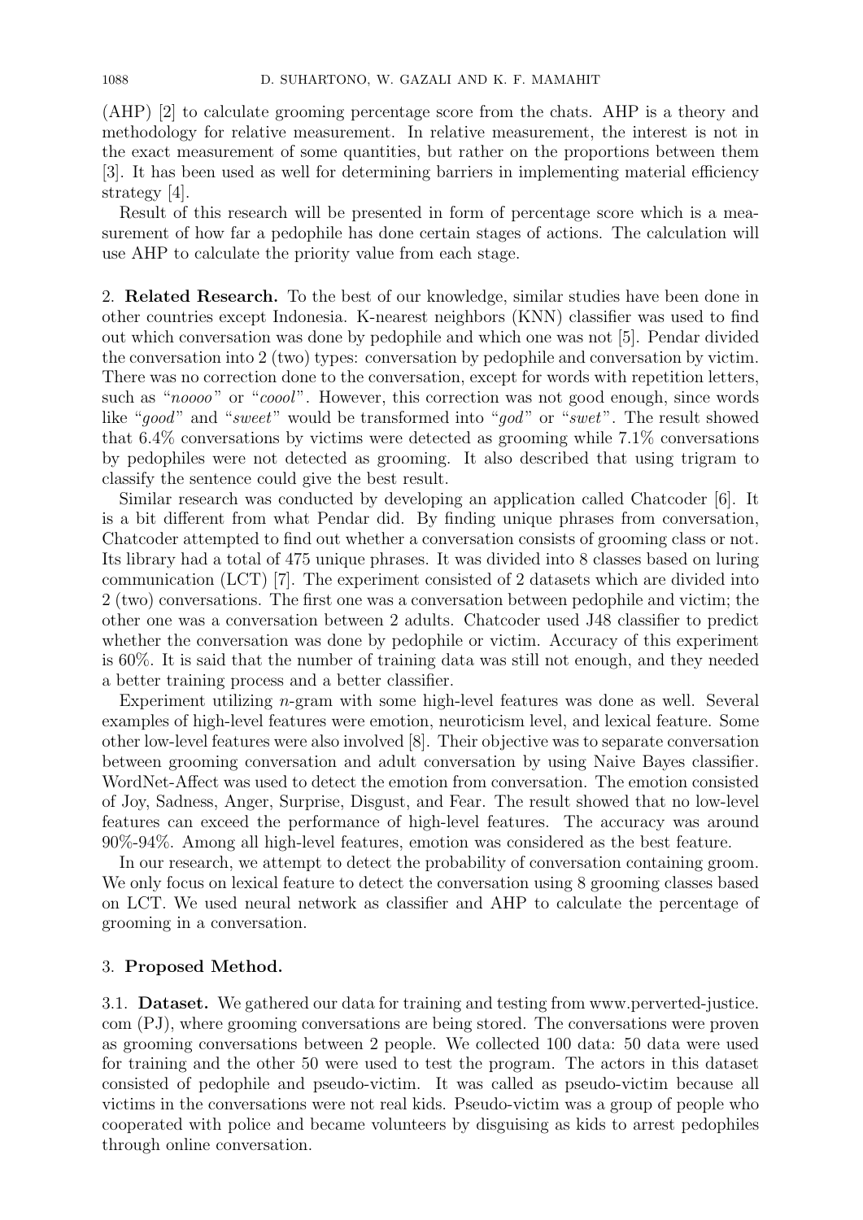(AHP) [2] to calculate grooming percentage score from the chats. AHP is a theory and methodology for relative measurement. In relative measurement, the interest is not in the exact measurement of some quantities, but rather on the proportions between them [3]. It has been used as well for determining barriers in implementing material efficiency strategy [4].

Result of this research will be presented in form of percentage score which is a measurement of how far a pedophile has done certain stages of actions. The calculation will use AHP to calculate the priority value from each stage.

## 2. Related Research.

To the best of our knowledge, similar studies have been done in other countries except Indonesia. K-nearest neighbors (KNN) classifier was used to find out which conversation was done by pedophile and which one was not [5]. Pendar divided the conversation into 2 (two) types: conversation by pedophile and conversation by victim. There was no correction done to the conversation, except for words with repetition letters, such as "*noooo*" or "*coool*". However, this correction was not good enough, since words like "*good*" and "*sweet*" would be transformed into "*god*" or "*swet*". The result showed that 6.4% conversations by victims were detected as grooming while 7.1% conversations by pedophiles were not detected as grooming. It also described that using trigram to classify the sentence could give the best result.

Similar research was conducted by developing an application called Chatcoder [6]. It is a bit different from what Pendar did. By finding unique phrases from conversation, Chatcoder attempted to find out whether a conversation consists of grooming class or not. Its library had a total of 475 unique phrases. It was divided into 8 classes based on luring communication (LCT) [7]. The experiment consisted of 2 datasets which are divided into 2 (two) conversations. The first one was a conversation between pedophile and victim; the other one was a conversation between 2 adults. Chatcoder used J48 classifier to predict whether the conversation was done by pedophile or victim. Accuracy of this experiment is 60%. It is said that the number of training data was still not enough, and they needed a better training process and a better classifier.

Experiment utilizing $n$-gram with some high-level features was done as well. Several examples of high-level features were emotion, neuroticism level, and lexical feature. Some other low-level features were also involved [8]. Their objective was to separate conversation between grooming conversation and adult conversation by using Naive Bayes classifier. WordNet-Affect was used to detect the emotion from conversation. The emotion consisted of Joy, Sadness, Anger, Surprise, Disgust, and Fear. The result showed that no low-level features can exceed the performance of high-level features. The accuracy was around 90%-94%. Among all high-level features, emotion was considered as the best feature.

In our research, we attempt to detect the probability of conversation containing groom. We only focus on lexical feature to detect the conversation using 8 grooming classes based on LCT. We used neural network as classifier and AHP to calculate the percentage of grooming in a conversation.

## 3. Proposed Method.

### 3.1. Dataset.

We gathered our data for training and testing from www.perverted-justice.com (PJ), where grooming conversations are being stored. The conversations were proven as grooming conversations between 2 people. We collected 100 data: 50 data were used for training and the other 50 were used to test the program. The actors in this dataset consisted of pedophile and pseudo-victim. It was called as pseudo-victim because all victims in the conversations were not real kids. Pseudo-victim was a group of people who cooperated with police and became volunteers by disguising as kids to arrest pedophiles through online conversation.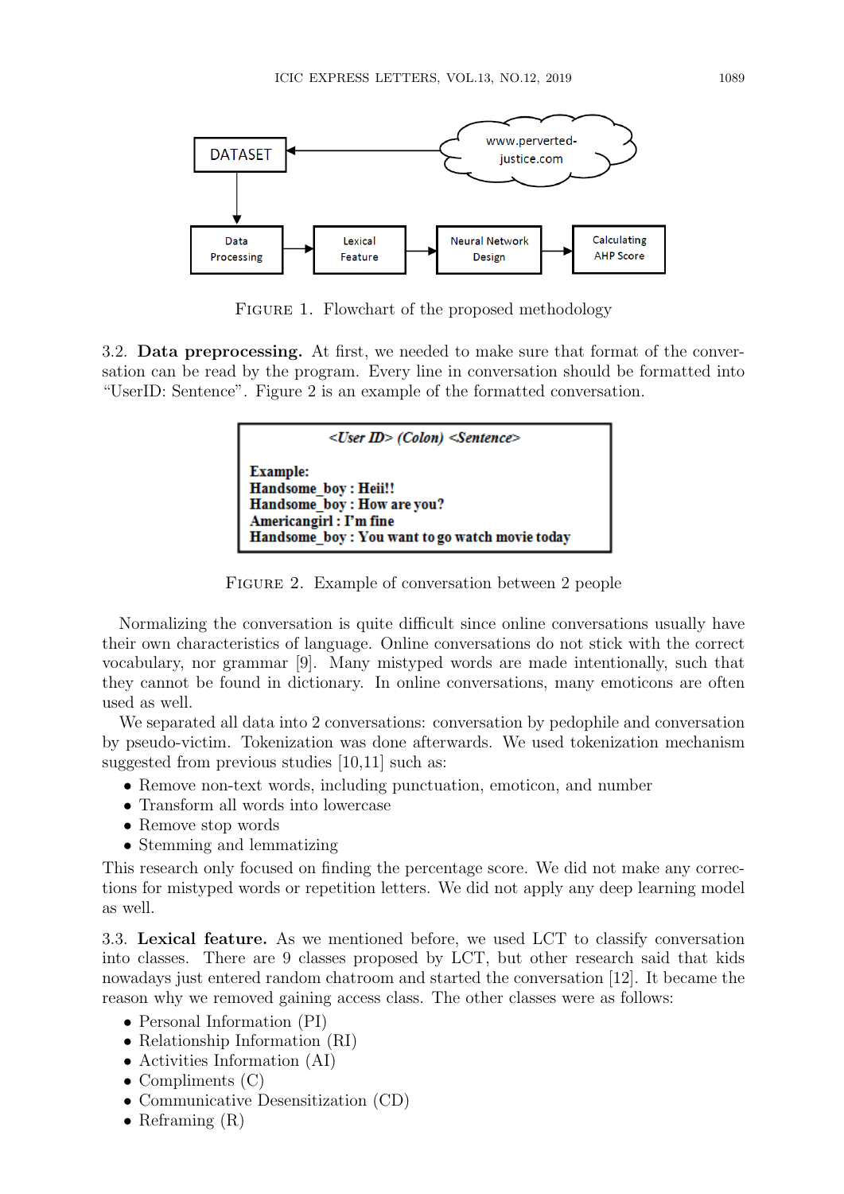Figure 1. Flowchart of the proposed methodology

3.2. **Data preprocessing.** At first, we needed to make sure that format of the conversation can be read by the program. Every line in conversation should be formatted into "UserID: Sentence". Figure 2 is an example of the formatted conversation.

*<User ID> (Colon) <Sentence>*

**Example:**
**Handsome_boy : Heii!!**
**Handsome_boy : How are you?**
**Americangirl : I'm fine**
**Handsome_boy : You want to go watch movie today**

Figure 2. Example of conversation between 2 people

Normalizing the conversation is quite difficult since online conversations usually have their own characteristics of language. Online conversations do not stick with the correct vocabulary, nor grammar [9]. Many mistyped words are made intentionally, such that they cannot be found in dictionary. In online conversations, many emoticons are often used as well.

We separated all data into 2 conversations: conversation by pedophile and conversation by pseudo-victim. Tokenization was done afterwards. We used tokenization mechanism suggested from previous studies [10,11] such as:

- Remove non-text words, including punctuation, emoticon, and number
- Transform all words into lowercase
- Remove stop words
- Stemming and lemmatizing

This research only focused on finding the percentage score. We did not make any corrections for mistyped words or repetition letters. We did not apply any deep learning model as well.

3.3. **Lexical feature.** As we mentioned before, we used LCT to classify conversation into classes. There are 9 classes proposed by LCT, but other research said that kids nowadays just entered random chatroom and started the conversation [12]. It became the reason why we removed gaining access class. The other classes were as follows:

- Personal Information (PI)
- Relationship Information (RI)
- Activities Information (AI)
- Compliments (C)
- Communicative Desensitization (CD)
- Reframing (R)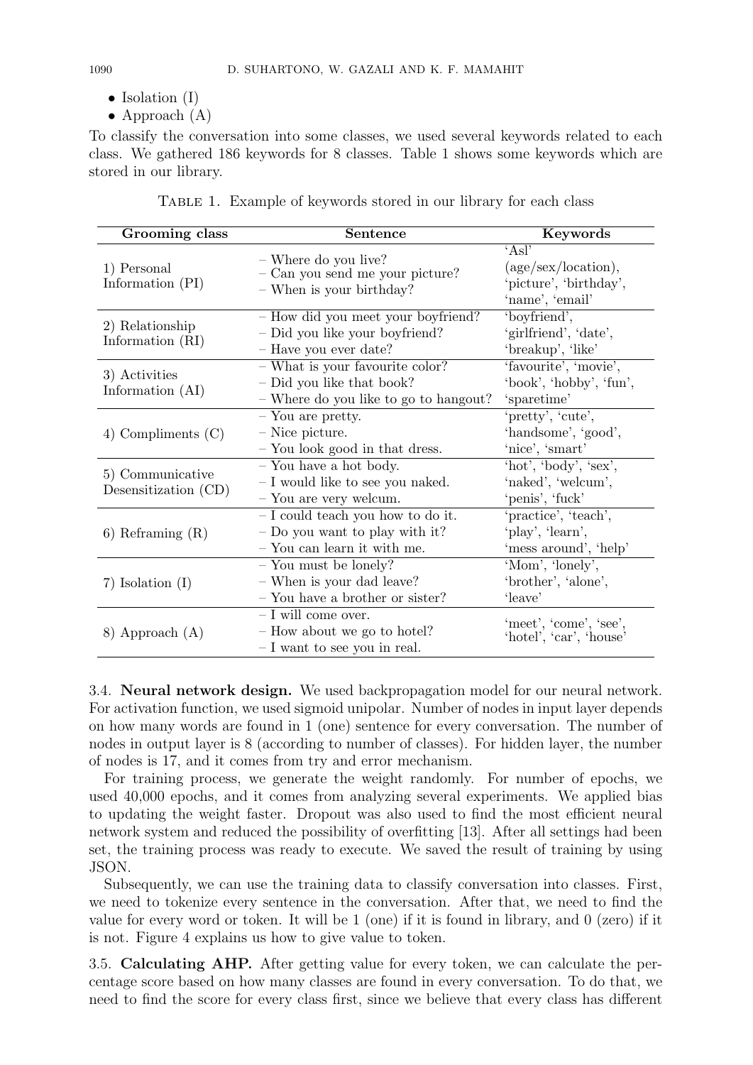- Isolation (I)
- Approach (A)

To classify the conversation into some classes, we used several keywords related to each class. We gathered 186 keywords for 8 classes. Table 1 shows some keywords which are stored in our library.

Table 1. Example of keywords stored in our library for each class

| Grooming class | Sentence | Keywords |
|---|---|---|
| 1) Personal Information (PI) | – Where do you live?<br>– Can you send me your picture?<br>– When is your birthday? | 'Asl' (age/sex/location), 'picture', 'birthday', 'name', 'email' |
| 2) Relationship Information (RI) | – How did you meet your boyfriend?<br>– Did you like your boyfriend?<br>– Have you ever date? | 'boyfriend', 'girlfriend', 'date', 'breakup', 'like' |
| 3) Activities Information (AI) | – What is your favourite color?<br>– Did you like that book?<br>– Where do you like to go to hangout? | 'favourite', 'movie', 'book', 'hobby', 'fun', 'sparetime' |
| 4) Compliments (C) | – You are pretty.<br>– Nice picture.<br>– You look good in that dress. | 'pretty', 'cute', 'handsome', 'good', 'nice', 'smart' |
| 5) Communicative Desensitization (CD) | – You have a hot body.<br>– I would like to see you naked.<br>– You are very welcum. | 'hot', 'body', 'sex', 'naked', 'welcum', 'penis', 'fuck' |
| 6) Reframing (R) | – I could teach you how to do it.<br>– Do you want to play with it?<br>– You can learn it with me. | 'practice', 'teach', 'play', 'learn', 'mess around', 'help' |
| 7) Isolation (I) | – You must be lonely?<br>– When is your dad leave?<br>– You have a brother or sister? | 'Mom', 'lonely', 'brother', 'alone', 'leave' |
| 8) Approach (A) | – I will come over.<br>– How about we go to hotel?<br>– I want to see you in real. | 'meet', 'come', 'see', 'hotel', 'car', 'house' |

3.4. **Neural network design.** We used backpropagation model for our neural network. For activation function, we used sigmoid unipolar. Number of nodes in input layer depends on how many words are found in 1 (one) sentence for every conversation. The number of nodes in output layer is 8 (according to number of classes). For hidden layer, the number of nodes is 17, and it comes from try and error mechanism.

For training process, we generate the weight randomly. For number of epochs, we used 40,000 epochs, and it comes from analyzing several experiments. We applied bias to updating the weight faster. Dropout was also used to find the most efficient neural network system and reduced the possibility of overfitting [13]. After all settings had been set, the training process was ready to execute. We saved the result of training by using JSON.

Subsequently, we can use the training data to classify conversation into classes. First, we need to tokenize every sentence in the conversation. After that, we need to find the value for every word or token. It will be 1 (one) if it is found in library, and 0 (zero) if it is not. Figure 4 explains us how to give value to token.

3.5. **Calculating AHP.** After getting value for every token, we can calculate the percentage score based on how many classes are found in every conversation. To do that, we need to find the score for every class first, since we believe that every class has different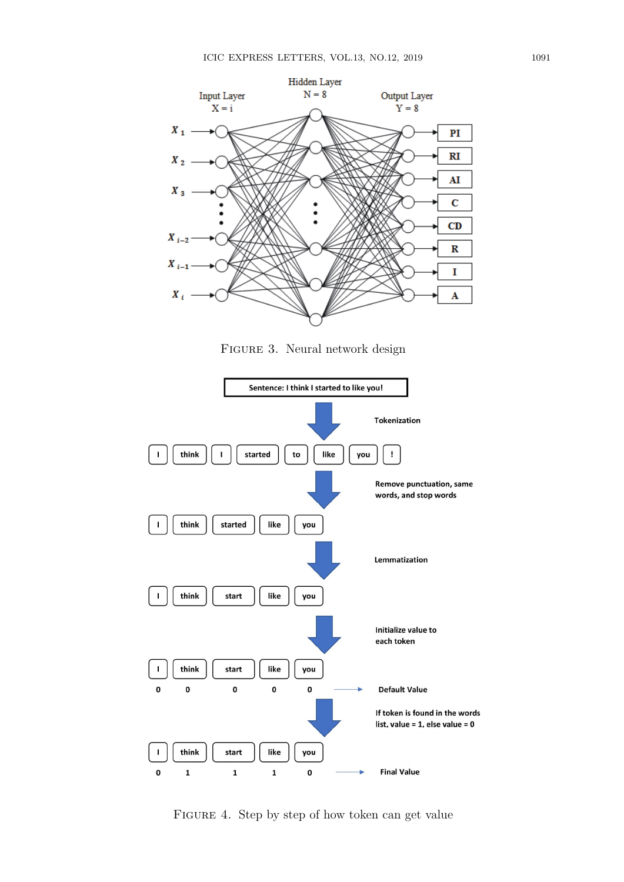FIGURE 3. Neural network design

FIGURE 4. Step by step of how token can get value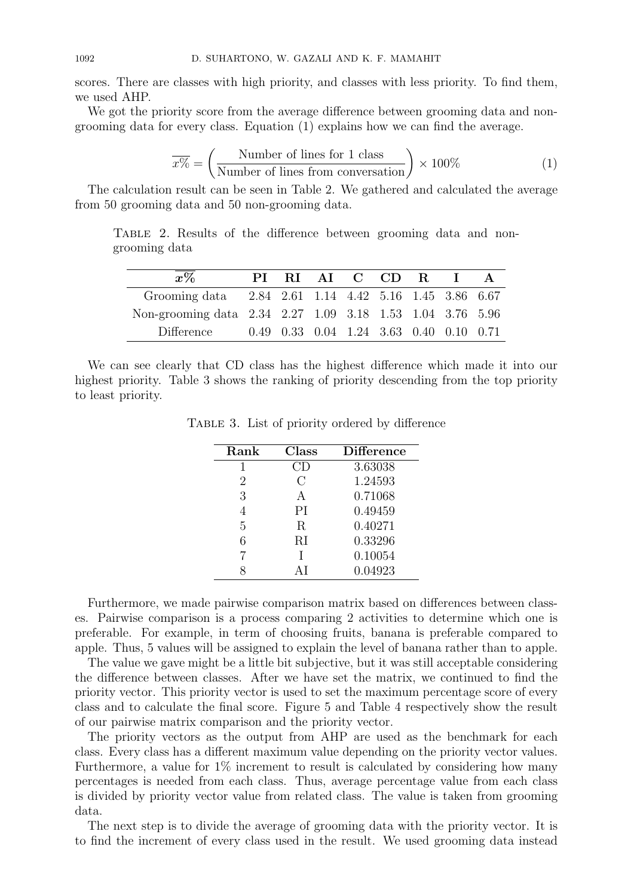scores. There are classes with high priority, and classes with less priority. To find them, we used AHP.

We got the priority score from the average difference between grooming data and non-grooming data for every class. Equation (1) explains how we can find the average.

$$\overline{x\%} = \left( \frac{\text{Number of lines for 1 class}}{\text{Number of lines from conversation}} \right) \times 100\% \tag{1}$$

The calculation result can be seen in Table 2. We gathered and calculated the average from 50 grooming data and 50 non-grooming data.

Table 2. Results of the difference between grooming data and non-grooming data

| $\overline{x\%}$ | PI | RI | AI | C | CD | R | I | A |
|---|---|---|---|---|---|---|---|---|
| Grooming data | 2.84 | 2.61 | 1.14 | 4.42 | 5.16 | 1.45 | 3.86 | 6.67 |
| Non-grooming data | 2.34 | 2.27 | 1.09 | 3.18 | 1.53 | 1.04 | 3.76 | 5.96 |
| Difference | 0.49 | 0.33 | 0.04 | 1.24 | 3.63 | 0.40 | 0.10 | 0.71 |

We can see clearly that CD class has the highest difference which made it into our highest priority. Table 3 shows the ranking of priority descending from the top priority to least priority.

Table 3. List of priority ordered by difference

| Rank | Class | Difference |
|---|---|---|
| 1 | CD | 3.63038 |
| 2 | C | 1.24593 |
| 3 | A | 0.71068 |
| 4 | PI | 0.49459 |
| 5 | R | 0.40271 |
| 6 | RI | 0.33296 |
| 7 | I | 0.10054 |
| 8 | AI | 0.04923 |

Furthermore, we made pairwise comparison matrix based on differences between classes. Pairwise comparison is a process comparing 2 activities to determine which one is preferable. For example, in term of choosing fruits, banana is preferable compared to apple. Thus, 5 values will be assigned to explain the level of banana rather than to apple.

The value we gave might be a little bit subjective, but it was still acceptable considering the difference between classes. After we have set the matrix, we continued to find the priority vector. This priority vector is used to set the maximum percentage score of every class and to calculate the final score. Figure 5 and Table 4 respectively show the result of our pairwise matrix comparison and the priority vector.

The priority vectors as the output from AHP are used as the benchmark for each class. Every class has a different maximum value depending on the priority vector values. Furthermore, a value for 1% increment to result is calculated by considering how many percentages is needed from each class. Thus, average percentage value from each class is divided by priority vector value from related class. The value is taken from grooming data.

The next step is to divide the average of grooming data with the priority vector. It is to find the increment of every class used in the result. We used grooming data instead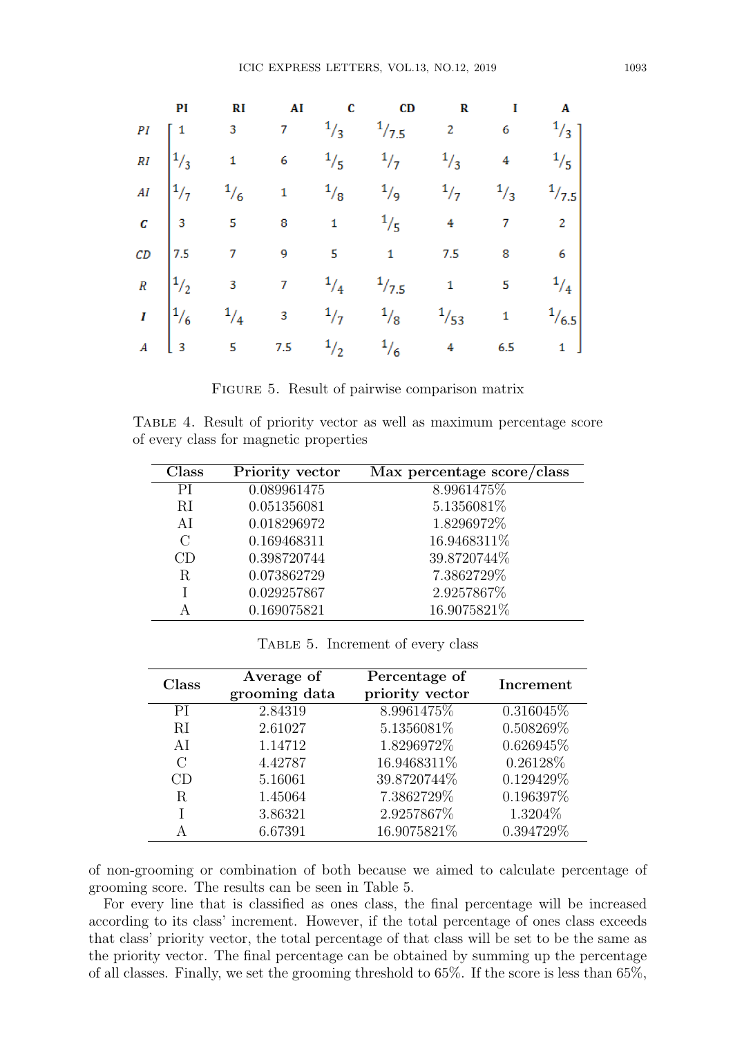$$
\begin{array}{c|cccccccc}
 & PI & RI & AI & C & CD & R & I & A \\
\hline
PI & 1 & 3 & 7 & 1/3 & 1/7.5 & 2 & 6 & 1/3 \\
RI & 1/3 & 1 & 6 & 1/5 & 1/7 & 1/3 & 4 & 1/5 \\
AI & 1/7 & 1/6 & 1 & 1/8 & 1/9 & 1/7 & 1/3 & 1/7.5 \\
C & 3 & 5 & 8 & 1 & 1/5 & 4 & 7 & 2 \\
CD & 7.5 & 7 & 9 & 5 & 1 & 7.5 & 8 & 6 \\
R & 1/2 & 3 & 7 & 1/4 & 1/7.5 & 1 & 5 & 1/4 \\
I & 1/6 & 1/4 & 3 & 1/7 & 1/8 & 1/53 & 1 & 1/6.5 \\
A & 3 & 5 & 7.5 & 1/2 & 1/6 & 4 & 6.5 & 1
\end{array}
$$

Figure 5. Result of pairwise comparison matrix

Table 4. Result of priority vector as well as maximum percentage score of every class for magnetic properties

| Class | Priority vector | Max percentage score/class |
|---|---|---|
| PI | 0.089961475 | 8.9961475% |
| RI | 0.051356081 | 5.1356081% |
| AI | 0.018296972 | 1.8296972% |
| C | 0.169468311 | 16.9468311% |
| CD | 0.398720744 | 39.8720744% |
| R | 0.073862729 | 7.3862729% |
| I | 0.029257867 | 2.9257867% |
| A | 0.169075821 | 16.9075821% |

Table 5. Increment of every class

| Class | Average of grooming data | Percentage of priority vector | Increment |
|---|---|---|---|
| PI | 2.84319 | 8.9961475% | 0.316045% |
| RI | 2.61027 | 5.1356081% | 0.508269% |
| AI | 1.14712 | 1.8296972% | 0.626945% |
| C | 4.42787 | 16.9468311% | 0.26128% |
| CD | 5.16061 | 39.8720744% | 0.129429% |
| R | 1.45064 | 7.3862729% | 0.196397% |
| I | 3.86321 | 2.9257867% | 1.3204% |
| A | 6.67391 | 16.9075821% | 0.394729% |

of non-grooming or combination of both because we aimed to calculate percentage of grooming score. The results can be seen in Table 5.

For every line that is classified as ones class, the final percentage will be increased according to its class' increment. However, if the total percentage of ones class exceeds that class' priority vector, the total percentage of that class will be set to be the same as the priority vector. The final percentage can be obtained by summing up the percentage of all classes. Finally, we set the grooming threshold to 65%. If the score is less than 65%,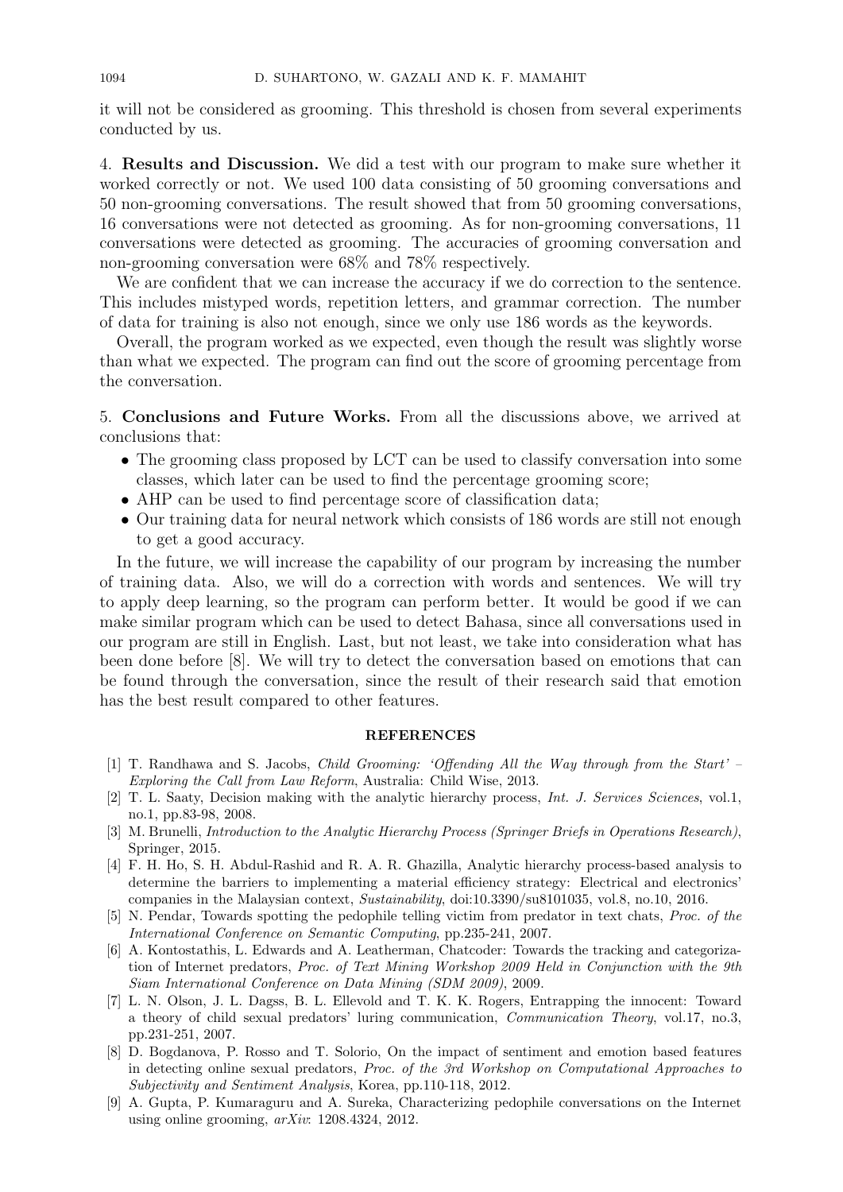it will not be considered as grooming. This threshold is chosen from several experiments conducted by us.

## 4. Results and Discussion.

We did a test with our program to make sure whether it worked correctly or not. We used 100 data consisting of 50 grooming conversations and 50 non-grooming conversations. The result showed that from 50 grooming conversations, 16 conversations were not detected as grooming. As for non-grooming conversations, 11 conversations were detected as grooming. The accuracies of grooming conversation and non-grooming conversation were 68% and 78% respectively.

We are confident that we can increase the accuracy if we do correction to the sentence. This includes mistyped words, repetition letters, and grammar correction. The number of data for training is also not enough, since we only use 186 words as the keywords.

Overall, the program worked as we expected, even though the result was slightly worse than what we expected. The program can find out the score of grooming percentage from the conversation.

## 5. Conclusions and Future Works.

From all the discussions above, we arrived at conclusions that:

- The grooming class proposed by LCT can be used to classify conversation into some classes, which later can be used to find the percentage grooming score;
- AHP can be used to find percentage score of classification data;
- Our training data for neural network which consists of 186 words are still not enough to get a good accuracy.

In the future, we will increase the capability of our program by increasing the number of training data. Also, we will do a correction with words and sentences. We will try to apply deep learning, so the program can perform better. It would be good if we can make similar program which can be used to detect Bahasa, since all conversations used in our program are still in English. Last, but not least, we take into consideration what has been done before [8]. We will try to detect the conversation based on emotions that can be found through the conversation, since the result of their research said that emotion has the best result compared to other features.

## REFERENCES

[1] T. Randhawa and S. Jacobs, *Child Grooming: 'Offending All the Way through from the Start' – Exploring the Call from Law Reform*, Australia: Child Wise, 2013.

[2] T. L. Saaty, Decision making with the analytic hierarchy process, *Int. J. Services Sciences*, vol.1, no.1, pp.83-98, 2008.

[3] M. Brunelli, *Introduction to the Analytic Hierarchy Process (Springer Briefs in Operations Research)*, Springer, 2015.

[4] F. H. Ho, S. H. Abdul-Rashid and R. A. R. Ghazilla, Analytic hierarchy process-based analysis to determine the barriers to implementing a material efficiency strategy: Electrical and electronics' companies in the Malaysian context, *Sustainability*, doi:10.3390/su8101035, vol.8, no.10, 2016.

[5] N. Pendar, Towards spotting the pedophile telling victim from predator in text chats, *Proc. of the International Conference on Semantic Computing*, pp.235-241, 2007.

[6] A. Kontostathis, L. Edwards and A. Leatherman, Chatcoder: Towards the tracking and categorization of Internet predators, *Proc. of Text Mining Workshop 2009 Held in Conjunction with the 9th Siam International Conference on Data Mining (SDM 2009)*, 2009.

[7] L. N. Olson, J. L. Dagss, B. L. Ellevold and T. K. K. Rogers, Entrapping the innocent: Toward a theory of child sexual predators' luring communication, *Communication Theory*, vol.17, no.3, pp.231-251, 2007.

[8] D. Bogdanova, P. Rosso and T. Solorio, On the impact of sentiment and emotion based features in detecting online sexual predators, *Proc. of the 3rd Workshop on Computational Approaches to Subjectivity and Sentiment Analysis*, Korea, pp.110-118, 2012.

[9] A. Gupta, P. Kumaraguru and A. Sureka, Characterizing pedophile conversations on the Internet using online grooming, *arXiv*: 1208.4324, 2012.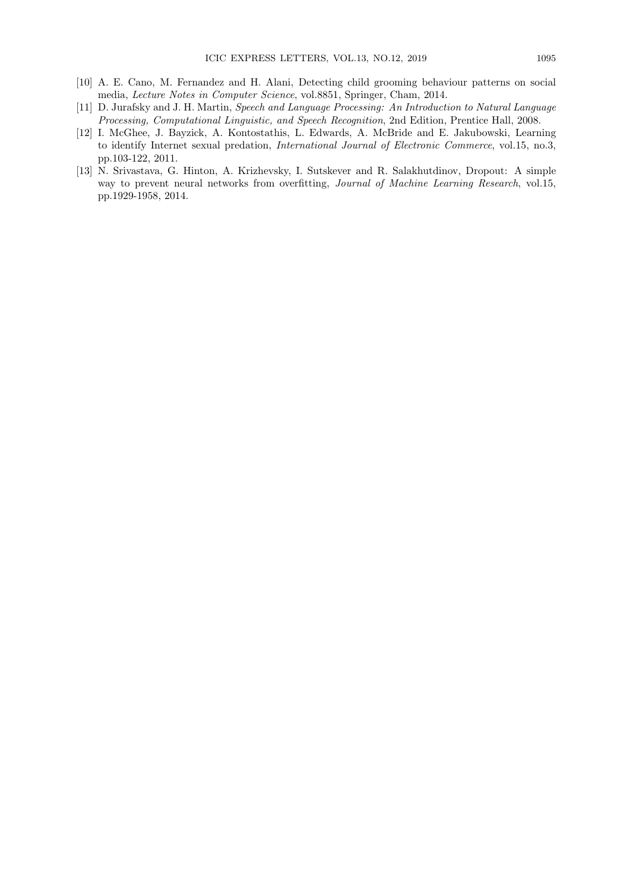[10] A. E. Cano, M. Fernandez and H. Alani, Detecting child grooming behaviour patterns on social media, *Lecture Notes in Computer Science*, vol.8851, Springer, Cham, 2014.

[11] D. Jurafsky and J. H. Martin, *Speech and Language Processing: An Introduction to Natural Language Processing, Computational Linguistic, and Speech Recognition*, 2nd Edition, Prentice Hall, 2008.

[12] I. McGhee, J. Bayzick, A. Kontostathis, L. Edwards, A. McBride and E. Jakubowski, Learning to identify Internet sexual predation, *International Journal of Electronic Commerce*, vol.15, no.3, pp.103-122, 2011.

[13] N. Srivastava, G. Hinton, A. Krizhevsky, I. Sutskever and R. Salakhutdinov, Dropout: A simple way to prevent neural networks from overfitting, *Journal of Machine Learning Research*, vol.15, pp.1929-1958, 2014.